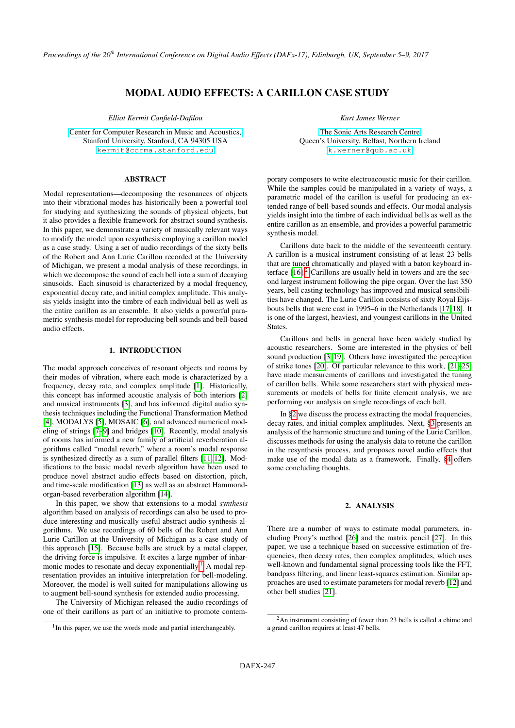# MODAL AUDIO EFFECTS: A CARILLON CASE STUDY

*Elliot Kermit Canfield-Dafilou*

Center for Computer Research in Music and Acoustics,
Stanford University, Stanford, CA 94305 USA
kermit@ccrma.stanford.edu

*Kurt James Werner*

The Sonic Arts Research Centre
Queen's University, Belfast, Northern Ireland
k.werner@qub.ac.uk

## ABSTRACT

Modal representations—decomposing the resonances of objects into their vibrational modes has historically been a powerful tool for studying and synthesizing the sounds of physical objects, but it also provides a flexible framework for abstract sound synthesis. In this paper, we demonstrate a variety of musically relevant ways to modify the model upon resynthesis employing a carillon model as a case study. Using a set of audio recordings of the sixty bells of the Robert and Ann Lurie Carillon recorded at the University of Michigan, we present a modal analysis of these recordings, in which we decompose the sound of each bell into a sum of decaying sinusoids. Each sinusoid is characterized by a modal frequency, exponential decay rate, and initial complex amplitude. This analysis yields insight into the timbre of each individual bell as well as the entire carillon as an ensemble. It also yields a powerful parametric synthesis model for reproducing bell sounds and bell-based audio effects.

## 1. INTRODUCTION

The modal approach conceives of resonant objects and rooms by their modes of vibration, where each mode is characterized by a frequency, decay rate, and complex amplitude [1]. Historically, this concept has informed acoustic analysis of both interiors [2] and musical instruments [3], and has informed digital audio synthesis techniques including the Functional Transformation Method [4], MODALYS [5], MOSAIC [6], and advanced numerical modeling of strings [7–9] and bridges [10]. Recently, modal analysis of rooms has informed a new family of artificial reverberation algorithms called "modal reverb," where a room's modal response is synthesized directly as a sum of parallel filters [11, 12]. Modifications to the basic modal reverb algorithm have been used to produce novel abstract audio effects based on distortion, pitch, and time-scale modification [13] as well as an abstract Hammond-organ-based reverberation algorithm [14].

In this paper, we show that extensions to a modal *synthesis* algorithm based on analysis of recordings can also be used to produce interesting and musically useful abstract audio synthesis algorithms. We use recordings of 60 bells of the Robert and Ann Lurie Carillon at the University of Michigan as a case study of this approach [15]. Because bells are struck by a metal clapper, the driving force is impulsive. It excites a large number of inharmonic modes to resonate and decay exponentially.[1] A modal representation provides an intuitive interpretation for bell-modeling. Moreover, the model is well suited for manipulations allowing us to augment bell-sound synthesis for extended audio processing.

The University of Michigan released the audio recordings of one of their carillons as part of an initiative to promote contemporary composers to write electroacoustic music for their carillon. While the samples could be manipulated in a variety of ways, a parametric model of the carillon is useful for producing an extended range of bell-based sounds and effects. Our modal analysis yields insight into the timbre of each individual bells as well as the entire carillon as an ensemble, and provides a powerful parametric synthesis model.

Carillons date back to the middle of the seventeenth century. A carillon is a musical instrument consisting of at least 23 bells that are tuned chromatically and played with a baton keyboard interface [16].[2] Carillons are usually held in towers and are the second largest instrument following the pipe organ. Over the last 350 years, bell casting technology has improved and musical sensibilities have changed. The Lurie Carillon consists of sixty Royal Eijsbouts bells that were cast in 1995–6 in the Netherlands [17, 18]. It is one of the largest, heaviest, and youngest carillons in the United States.

Carillons and bells in general have been widely studied by acoustic researchers. Some are interested in the physics of bell sound production [3, 19]. Others have investigated the perception of strike tones [20]. Of particular relevance to this work, [21–25] have made measurements of carillons and investigated the tuning of carillon bells. While some researchers start with physical measurements or models of bells for finite element analysis, we are performing our analysis on single recordings of each bell.

In §2 we discuss the process extracting the modal frequencies, decay rates, and initial complex amplitudes. Next, §3 presents an analysis of the harmonic structure and tuning of the Lurie Carillon, discusses methods for using the analysis data to retune the carillon in the resynthesis process, and proposes novel audio effects that make use of the modal data as a framework. Finally, §4 offers some concluding thoughts.

## 2. ANALYSIS

There are a number of ways to estimate modal parameters, including Prony's method [26] and the matrix pencil [27]. In this paper, we use a technique based on successive estimation of frequencies, then decay rates, then complex amplitudes, which uses well-known and fundamental signal processing tools like the FFT, bandpass filtering, and linear least-squares estimation. Similar approaches are used to estimate parameters for modal reverb [12] and other bell studies [21].

[1] In this paper, we use the words mode and partial interchangeably.

[2] An instrument consisting of fewer than 23 bells is called a chime and a grand carillon requires at least 47 bells.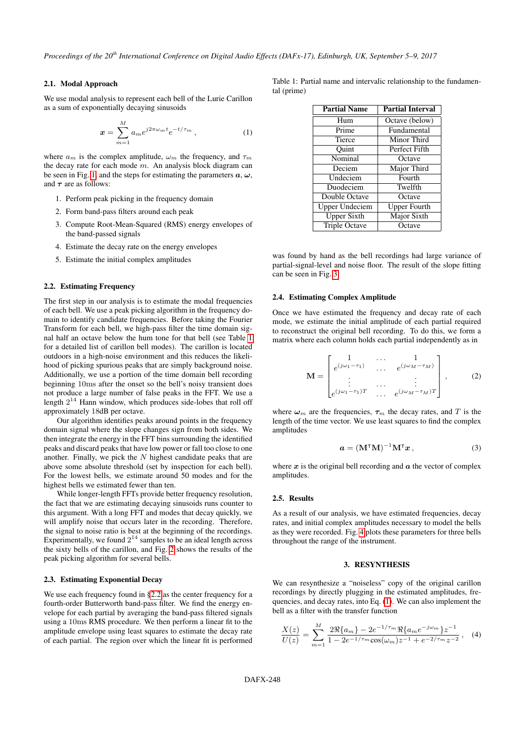### 2.1. Modal Approach

We use modal analysis to represent each bell of the Lurie Carillon as a sum of exponentially decaying sinusoids

$$\boldsymbol{x} = \sum_{m=1}^{M} a_m e^{j2\pi\omega_m t} e^{-t/\tau_m}\,, \tag{1}$$

where $a_m$ is the complex amplitude, $\omega_m$ the frequency, and $\tau_m$ the decay rate for each mode $m$. An analysis block diagram can be seen in Fig. 1, and the steps for estimating the parameters $\boldsymbol{a}$, $\boldsymbol{\omega}$, and $\boldsymbol{\tau}$ are as follows:

1. Perform peak picking in the frequency domain
2. Form band-pass filters around each peak
3. Compute Root-Mean-Squared (RMS) energy envelopes of the band-passed signals
4. Estimate the decay rate on the energy envelopes
5. Estimate the initial complex amplitudes

### 2.2. Estimating Frequency

The first step in our analysis is to estimate the modal frequencies of each bell. We use a peak picking algorithm in the frequency domain to identify candidate frequencies. Before taking the Fourier Transform for each bell, we high-pass filter the time domain signal half an octave below the hum tone for that bell (see Table 1 for a detailed list of carillon bell modes). The carillon is located outdoors in a high-noise environment and this reduces the likelihood of picking spurious peaks that are simply background noise. Additionally, we use a portion of the time domain bell recording beginning 10ms after the onset so the bell's noisy transient does not produce a large number of false peaks in the FFT. We use a length $2^{14}$ Hann window, which produces side-lobes that roll off approximately 18dB per octave.

Our algorithm identifies peaks around points in the frequency domain signal where the slope changes sign from both sides. We then integrate the energy in the FFT bins surrounding the identified peaks and discard peaks that have low power or fall too close to one another. Finally, we pick the $N$ highest candidate peaks that are above some absolute threshold (set by inspection for each bell). For the lowest bells, we estimate around 50 modes and for the highest bells we estimated fewer than ten.

While longer-length FFTs provide better frequency resolution, the fact that we are estimating decaying sinusoids runs counter to this argument. With a long FFT and modes that decay quickly, we will amplify noise that occurs later in the recording. Therefore, the signal to noise ratio is best at the beginning of the recordings. Experimentally, we found $2^{14}$ samples to be an ideal length across the sixty bells of the carillon, and Fig. 2 shows the results of the peak picking algorithm for several bells.

### 2.3. Estimating Exponential Decay

We use each frequency found in §2.2 as the center frequency for a fourth-order Butterworth band-pass filter. We find the energy envelope for each partial by averaging the band-pass filtered signals using a 10ms RMS procedure. We then perform a linear fit to the amplitude envelope using least squares to estimate the decay rate of each partial. The region over which the linear fit is performed was found by hand as the bell recordings had large variance of partial-signal-level and noise floor. The result of the slope fitting can be seen in Fig. 3.

Table 1: Partial name and intervalic relationship to the fundamental (prime)

| Partial Name | Partial Interval |
|---|---|
| Hum | Octave (below) |
| Prime | Fundamental |
| Tierce | Minor Third |
| Quint | Perfect Fifth |
| Nominal | Octave |
| Deciem | Major Third |
| Undeciem | Fourth |
| Duodeciem | Twelfth |
| Double Octave | Octave |
| Upper Undeciem | Upper Fourth |
| Upper Sixth | Major Sixth |
| Triple Octave | Octave |

### 2.4. Estimating Complex Amplitude

Once we have estimated the frequency and decay rate of each mode, we estimate the initial amplitude of each partial required to reconstruct the original bell recording. To do this, we form a matrix where each column holds each partial independently as in

$$\mathbf{M} = \begin{bmatrix} 1 & \dots & 1 \\ e^{(j\omega_1 - \tau_1)} & \dots & e^{(j\omega_M - \tau_M)} \\ \vdots & \dots & \vdots \\ e^{(j\omega_1 - \tau_1)T} & \dots & e^{(j\omega_M - \tau_M)T} \end{bmatrix}, \tag{2}$$

where $\boldsymbol{\omega}_m$ are the frequencies, $\boldsymbol{\tau}_m$ the decay rates, and $T$ is the length of the time vector. We use least squares to find the complex amplitudes

$$\boldsymbol{a} = (\mathbf{M}^\intercal \mathbf{M})^{-1}\mathbf{M}^\intercal \boldsymbol{x}\,, \tag{3}$$

where $\boldsymbol{x}$ is the original bell recording and $\boldsymbol{a}$ the vector of complex amplitudes.

### 2.5. Results

As a result of our analysis, we have estimated frequencies, decay rates, and initial complex amplitudes necessary to model the bells as they were recorded. Fig. 4 plots these parameters for three bells throughout the range of the instrument.

## 3. RESYNTHESIS

We can resynthesize a "noiseless" copy of the original carillon recordings by directly plugging in the estimated amplitudes, frequencies, and decay rates, into Eq. (1). We can also implement the bell as a filter with the transfer function

$$\frac{X(z)}{U(z)} = \sum_{m=1}^{M} \frac{2\Re\{a_m\} - 2e^{-1/\tau_m}\Re\{a_m e^{-j\omega_m}\}z^{-1}}{1 - 2e^{-1/\tau_m}\cos(\omega_m)z^{-1} + e^{-2/\tau_m}z^{-2}}\,, \tag{4}$$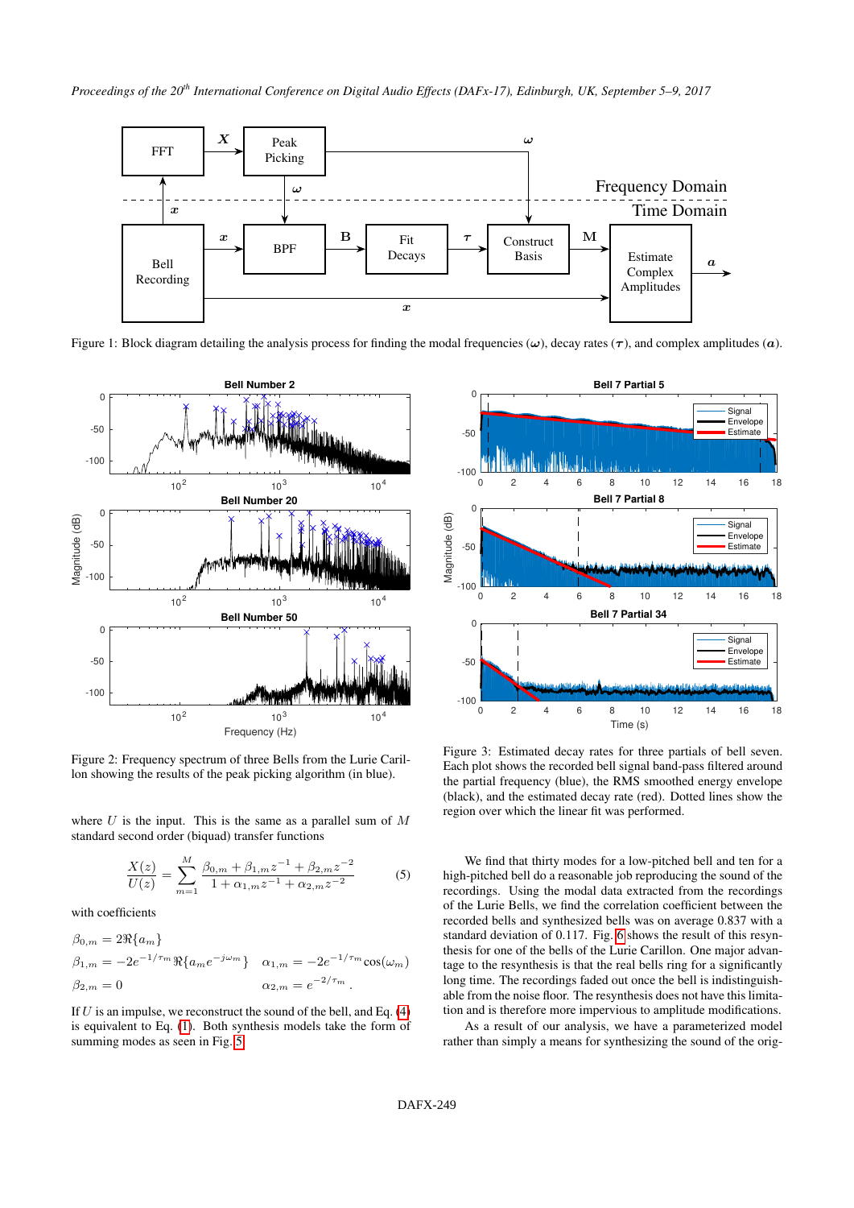Figure 1: Block diagram detailing the analysis process for finding the modal frequencies ($\boldsymbol{\omega}$), decay rates ($\boldsymbol{\tau}$), and complex amplitudes ($\boldsymbol{a}$).

Figure 2: Frequency spectrum of three Bells from the Lurie Carillon showing the results of the peak picking algorithm (in blue).

Figure 3: Estimated decay rates for three partials of bell seven. Each plot shows the recorded bell signal band-pass filtered around the partial frequency (blue), the RMS smoothed energy envelope (black), and the estimated decay rate (red). Dotted lines show the region over which the linear fit was performed.

where $U$ is the input. This is the same as a parallel sum of $M$ standard second order (biquad) transfer functions

$$\frac{X(z)}{U(z)} = \sum_{m=1}^{M} \frac{\beta_{0,m} + \beta_{1,m} z^{-1} + \beta_{2,m} z^{-2}}{1 + \alpha_{1,m} z^{-1} + \alpha_{2,m} z^{-2}} \tag{5}$$

with coefficients

$$\beta_{0,m} = 2\Re\{a_m\}$$
$$\beta_{1,m} = -2e^{-1/\tau_m}\Re\{a_m e^{-j\omega_m}\} \quad \alpha_{1,m} = -2e^{-1/\tau_m}\cos(\omega_m)$$
$$\beta_{2,m} = 0 \qquad \alpha_{2,m} = e^{-2/\tau_m}.$$

If $U$ is an impulse, we reconstruct the sound of the bell, and Eq. (4) is equivalent to Eq. (1). Both synthesis models take the form of summing modes as seen in Fig. 5.

We find that thirty modes for a low-pitched bell and ten for a high-pitched bell do a reasonable job reproducing the sound of the recordings. Using the modal data extracted from the recordings of the Lurie Bells, we find the correlation coefficient between the recorded bells and synthesized bells was on average 0.837 with a standard deviation of 0.117. Fig. 6 shows the result of this resynthesis for one of the bells of the Lurie Carillon. One major advantage to the resynthesis is that the real bells ring for a significantly long time. The recordings faded out once the bell is indistinguishable from the noise floor. The resynthesis does not have this limitation and is therefore more impervious to amplitude modifications.

As a result of our analysis, we have a parameterized model rather than simply a means for synthesizing the sound of the orig-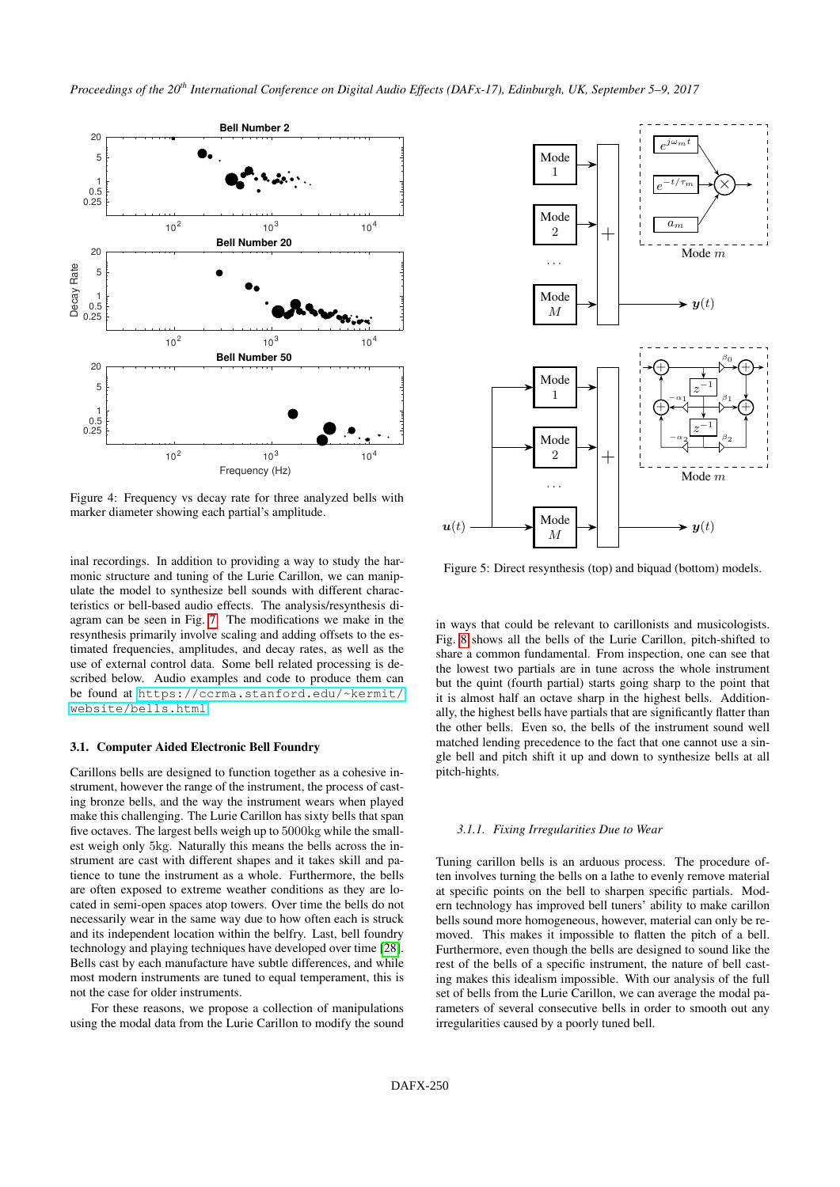Figure 4: Frequency vs decay rate for three analyzed bells with marker diameter showing each partial's amplitude.

Figure 5: Direct resynthesis (top) and biquad (bottom) models.

inal recordings. In addition to providing a way to study the harmonic structure and tuning of the Lurie Carillon, we can manipulate the model to synthesize bell sounds with different characteristics or bell-based audio effects. The analysis/resynthesis diagram can be seen in Fig. 7. The modifications we make in the resynthesis primarily involve scaling and adding offsets to the estimated frequencies, amplitudes, and decay rates, as well as the use of external control data. Some bell related processing is described below. Audio examples and code to produce them can be found at https://ccrma.stanford.edu/~kermit/website/bells.html.

### 3.1. Computer Aided Electronic Bell Foundry

Carillons bells are designed to function together as a cohesive instrument, however the range of the instrument, the process of casting bronze bells, and the way the instrument wears when played make this challenging. The Lurie Carillon has sixty bells that span five octaves. The largest bells weigh up to 5000kg while the smallest weigh only 5kg. Naturally this means the bells across the instrument are cast with different shapes and it takes skill and patience to tune the instrument as a whole. Furthermore, the bells are often exposed to extreme weather conditions as they are located in semi-open spaces atop towers. Over time the bells do not necessarily wear in the same way due to how often each is struck and its independent location within the belfry. Last, bell foundry technology and playing techniques have developed over time [28]. Bells cast by each manufacture have subtle differences, and while most modern instruments are tuned to equal temperament, this is not the case for older instruments.

For these reasons, we propose a collection of manipulations using the modal data from the Lurie Carillon to modify the sound in ways that could be relevant to carillonists and musicologists. Fig. 8 shows all the bells of the Lurie Carillon, pitch-shifted to share a common fundamental. From inspection, one can see that the lowest two partials are in tune across the whole instrument but the quint (fourth partial) starts going sharp to the point that it is almost half an octave sharp in the highest bells. Additionally, the highest bells have partials that are significantly flatter than the other bells. Even so, the bells of the instrument sound well matched lending precedence to the fact that one cannot use a single bell and pitch shift it up and down to synthesize bells at all pitch-hights.

#### 3.1.1. *Fixing Irregularities Due to Wear*

Tuning carillon bells is an arduous process. The procedure often involves turning the bells on a lathe to evenly remove material at specific points on the bell to sharpen specific partials. Modern technology has improved bell tuners' ability to make carillon bells sound more homogeneous, however, material can only be removed. This makes it impossible to flatten the pitch of a bell. Furthermore, even though the bells are designed to sound like the rest of the bells of a specific instrument, the nature of bell casting makes this idealism impossible. With our analysis of the full set of bells from the Lurie Carillon, we can average the modal parameters of several consecutive bells in order to smooth out any irregularities caused by a poorly tuned bell.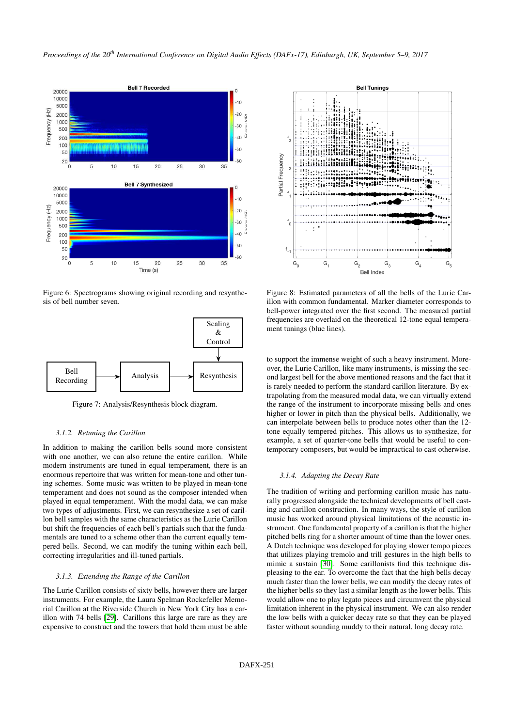Figure 6: Spectrograms showing original recording and resynthesis of bell number seven.

Figure 7: Analysis/Resynthesis block diagram.

#### 3.1.2. Retuning the Carillon

In addition to making the carillon bells sound more consistent with one another, we can also retune the entire carillon. While modern instruments are tuned in equal temperament, there is an enormous repertoire that was written for mean-tone and other tuning schemes. Some music was written to be played in mean-tone temperament and does not sound as the composer intended when played in equal temperament. With the modal data, we can make two types of adjustments. First, we can resynthesize a set of carillon bell samples with the same characteristics as the Lurie Carillon but shift the frequencies of each bell's partials such that the fundamentals are tuned to a scheme other than the current equally tempered bells. Second, we can modify the tuning within each bell, correcting irregularities and ill-tuned partials.

#### 3.1.3. Extending the Range of the Carillon

The Lurie Carillon consists of sixty bells, however there are larger instruments. For example, the Laura Spelman Rockefeller Memorial Carillon at the Riverside Church in New York City has a carillon with 74 bells [29]. Carillons this large are rare as they are expensive to construct and the towers that hold them must be able to support the immense weight of such a heavy instrument. Moreover, the Lurie Carillon, like many instruments, is missing the second largest bell for the above mentioned reasons and the fact that it is rarely needed to perform the standard carillon literature. By extrapolating from the measured modal data, we can virtually extend the range of the instrument to incorporate missing bells and ones higher or lower in pitch than the physical bells. Additionally, we can interpolate between bells to produce notes other than the 12-tone equally tempered pitches. This allows us to synthesize, for example, a set of quarter-tone bells that would be useful to contemporary composers, but would be impractical to cast otherwise.

Figure 8: Estimated parameters of all the bells of the Lurie Carillon with common fundamental. Marker diameter corresponds to bell-power integrated over the first second. The measured partial frequencies are overlaid on the theoretical 12-tone equal temperament tunings (blue lines).

#### 3.1.4. Adapting the Decay Rate

The tradition of writing and performing carillon music has naturally progressed alongside the technical developments of bell casting and carillon construction. In many ways, the style of carillon music has worked around physical limitations of the acoustic instrument. One fundamental property of a carillon is that the higher pitched bells ring for a shorter amount of time than the lower ones. A Dutch technique was developed for playing slower tempo pieces that utilizes playing tremolo and trill gestures in the high bells to mimic a sustain [30]. Some carillonists find this technique displeasing to the ear. To overcome the fact that the high bells decay much faster than the lower bells, we can modify the decay rates of the higher bells so they last a similar length as the lower bells. This would allow one to play legato pieces and circumvent the physical limitation inherent in the physical instrument. We can also render the low bells with a quicker decay rate so that they can be played faster without sounding muddy to their natural, long decay rate.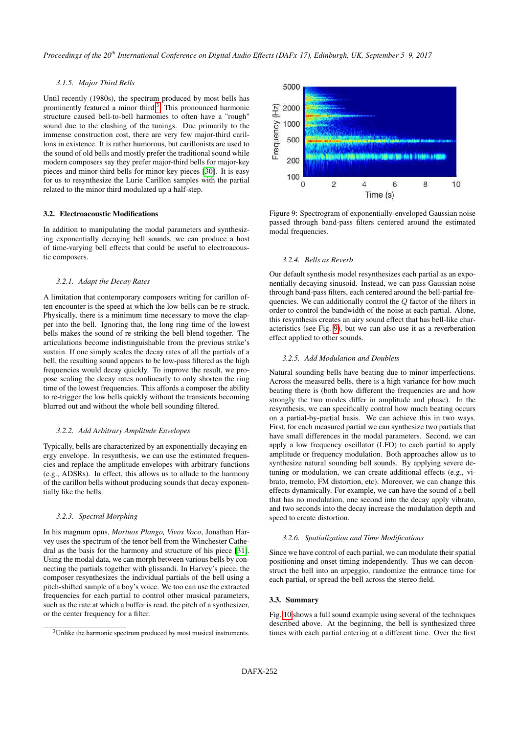#### 3.1.5. Major Third Bells

Until recently (1980s), the spectrum produced by most bells has prominently featured a minor third[3]. This pronounced harmonic structure caused bell-to-bell harmonies to often have a "rough" sound due to the clashing of the tunings. Due primarily to the immense construction cost, there are very few major-third carillons in existence. It is rather humorous, but carillonists are used to the sound of old bells and mostly prefer the traditional sound while modern composers say they prefer major-third bells for major-key pieces and minor-third bells for minor-key pieces [30]. It is easy for us to resynthesize the Lurie Carillon samples with the partial related to the minor third modulated up a half-step.

### 3.2. Electroacoustic Modifications

In addition to manipulating the modal parameters and synthesizing exponentially decaying bell sounds, we can produce a host of time-varying bell effects that could be useful to electroacoustic composers.

#### 3.2.1. Adapt the Decay Rates

A limitation that contemporary composers writing for carillon often encounter is the speed at which the low bells can be re-struck. Physically, there is a minimum time necessary to move the clapper into the bell. Ignoring that, the long ring time of the lowest bells makes the sound of re-striking the bell blend together. The articulations become indistinguishable from the previous strike's sustain. If one simply scales the decay rates of all the partials of a bell, the resulting sound appears to be low-pass filtered as the high frequencies would decay quickly. To improve the result, we propose scaling the decay rates nonlinearly to only shorten the ring time of the lowest frequencies. This affords a composer the ability to re-trigger the low bells quickly without the transients becoming blurred out and without the whole bell sounding filtered.

#### 3.2.2. Add Arbitrary Amplitude Envelopes

Typically, bells are characterized by an exponentially decaying energy envelope. In resynthesis, we can use the estimated frequencies and replace the amplitude envelopes with arbitrary functions (e.g., ADSRs). In effect, this allows us to allude to the harmony of the carillon bells without producing sounds that decay exponentially like the bells.

#### 3.2.3. Spectral Morphing

In his magnum opus, *Mortuos Plango, Vivos Voco*, Jonathan Harvey uses the spectrum of the tenor bell from the Winchester Cathedral as the basis for the harmony and structure of his piece [31]. Using the modal data, we can morph between various bells by connecting the partials together with glissandi. In Harvey's piece, the composer resynthesizes the individual partials of the bell using a pitch-shifted sample of a boy's voice. We too can use the extracted frequencies for each partial to control other musical parameters, such as the rate at which a buffer is read, the pitch of a synthesizer, or the center frequency for a filter.

[3] Unlike the harmonic spectrum produced by most musical instruments.

Figure 9: Spectrogram of exponentially-enveloped Gaussian noise passed through band-pass filters centered around the estimated modal frequencies.

#### 3.2.4. Bells as Reverb

Our default synthesis model resynthesizes each partial as an exponentially decaying sinusoid. Instead, we can pass Gaussian noise through band-pass filters, each centered around the bell-partial frequencies. We can additionally control the $Q$ factor of the filters in order to control the bandwidth of the noise at each partial. Alone, this resynthesis creates an airy sound effect that has bell-like characteristics (see Fig. 9), but we can also use it as a reverberation effect applied to other sounds.

#### 3.2.5. Add Modulation and Doublets

Natural sounding bells have beating due to minor imperfections. Across the measured bells, there is a high variance for how much beating there is (both how different the frequencies are and how strongly the two modes differ in amplitude and phase). In the resynthesis, we can specifically control how much beating occurs on a partial-by-partial basis. We can achieve this in two ways. First, for each measured partial we can synthesize two partials that have small differences in the modal parameters. Second, we can apply a low frequency oscillator (LFO) to each partial to apply amplitude or frequency modulation. Both approaches allow us to synthesize natural sounding bell sounds. By applying severe detuning or modulation, we can create additional effects (e.g., vibrato, tremolo, FM distortion, etc). Moreover, we can change this effects dynamically. For example, we can have the sound of a bell that has no modulation, one second into the decay apply vibrato, and two seconds into the decay increase the modulation depth and speed to create distortion.

#### 3.2.6. Spatialization and Time Modifications

Since we have control of each partial, we can modulate their spatial positioning and onset timing independently. Thus we can deconstruct the bell into an arpeggio, randomize the entrance time for each partial, or spread the bell across the stereo field.

### 3.3. Summary

Fig. 10 shows a full sound example using several of the techniques described above. At the beginning, the bell is synthesized three times with each partial entering at a different time. Over the first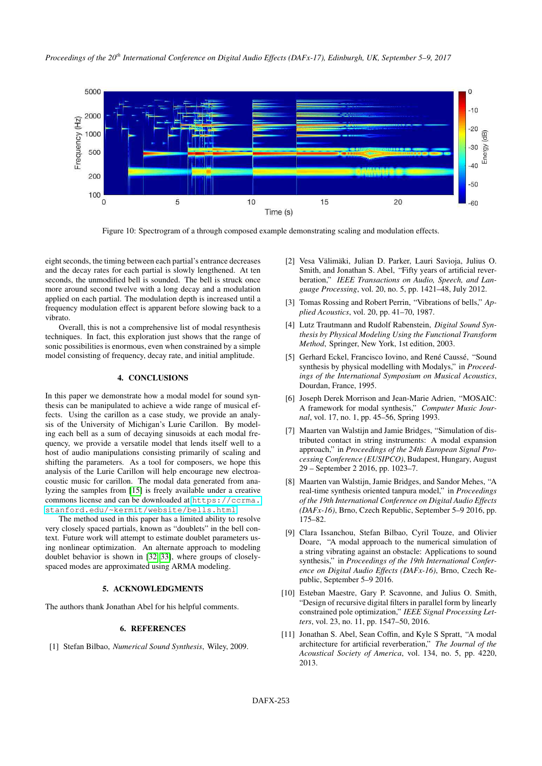Figure 10: Spectrogram of a through composed example demonstrating scaling and modulation effects.

eight seconds, the timing between each partial's entrance decreases and the decay rates for each partial is slowly lengthened. At ten seconds, the unmodified bell is sounded. The bell is struck once more around second twelve with a long decay and a modulation applied on each partial. The modulation depth is increased until a frequency modulation effect is apparent before slowing back to a vibrato.

Overall, this is not a comprehensive list of modal resynthesis techniques. In fact, this exploration just shows that the range of sonic possibilities is enormous, even when constrained by a simple model consisting of frequency, decay rate, and initial amplitude.

## 4. CONCLUSIONS

In this paper we demonstrate how a modal model for sound synthesis can be manipulated to achieve a wide range of musical effects. Using the carillon as a case study, we provide an analysis of the University of Michigan's Lurie Carillon. By modeling each bell as a sum of decaying sinusoids at each modal frequency, we provide a versatile model that lends itself well to a host of audio manipulations consisting primarily of scaling and shifting the parameters. As a tool for composers, we hope this analysis of the Lurie Carillon will help encourage new electroacoustic music for carillon. The modal data generated from analyzing the samples from [15] is freely available under a creative commons license and can be downloaded at https://ccrma.stanford.edu/~kermit/website/bells.html.

The method used in this paper has a limited ability to resolve very closely spaced partials, known as "doublets" in the bell context. Future work will attempt to estimate doublet parameters using nonlinear optimization. An alternate approach to modeling doublet behavior is shown in [32, 33], where groups of closely-spaced modes are approximated using ARMA modeling.

## 5. ACKNOWLEDGMENTS

The authors thank Jonathan Abel for his helpful comments.

## 6. REFERENCES

[1] Stefan Bilbao, *Numerical Sound Synthesis*, Wiley, 2009.

[2] Vesa Välimäki, Julian D. Parker, Lauri Savioja, Julius O. Smith, and Jonathan S. Abel, "Fifty years of artificial reverberation," *IEEE Transactions on Audio, Speech, and Language Processing*, vol. 20, no. 5, pp. 1421–48, July 2012.

[3] Tomas Rossing and Robert Perrin, "Vibrations of bells," *Applied Acoustics*, vol. 20, pp. 41–70, 1987.

[4] Lutz Trautmann and Rudolf Rabenstein, *Digital Sound Synthesis by Physical Modeling Using the Functional Transform Method*, Springer, New York, 1st edition, 2003.

[5] Gerhard Eckel, Francisco Iovino, and René Caussé, "Sound synthesis by physical modelling with Modalys," in *Proceedings of the International Symposium on Musical Acoustics*, Dourdan, France, 1995.

[6] Joseph Derek Morrison and Jean-Marie Adrien, "MOSAIC: A framework for modal synthesis," *Computer Music Journal*, vol. 17, no. 1, pp. 45–56, Spring 1993.

[7] Maarten van Walstijn and Jamie Bridges, "Simulation of distributed contact in string instruments: A modal expansion approach," in *Proceedings of the 24th European Signal Processing Conference (EUSIPCO)*, Budapest, Hungary, August 29 – September 2 2016, pp. 1023–7.

[8] Maarten van Walstijn, Jamie Bridges, and Sandor Mehes, "A real-time synthesis oriented tanpura model," in *Proceedings of the 19th International Conference on Digital Audio Effects (DAFx-16)*, Brno, Czech Republic, September 5–9 2016, pp. 175–82.

[9] Clara Issanchou, Stefan Bilbao, Cyril Touze, and Olivier Doare, "A modal approach to the numerical simulation of a string vibrating against an obstacle: Applications to sound synthesis," in *Proceedings of the 19th International Conference on Digital Audio Effects (DAFx-16)*, Brno, Czech Republic, September 5–9 2016.

[10] Esteban Maestre, Gary P. Scavonne, and Julius O. Smith, "Design of recursive digital filters in parallel form by linearly constrained pole optimization," *IEEE Signal Processing Letters*, vol. 23, no. 11, pp. 1547–50, 2016.

[11] Jonathan S. Abel, Sean Coffin, and Kyle S Spratt, "A modal architecture for artificial reverberation," *The Journal of the Acoustical Society of America*, vol. 134, no. 5, pp. 4220, 2013.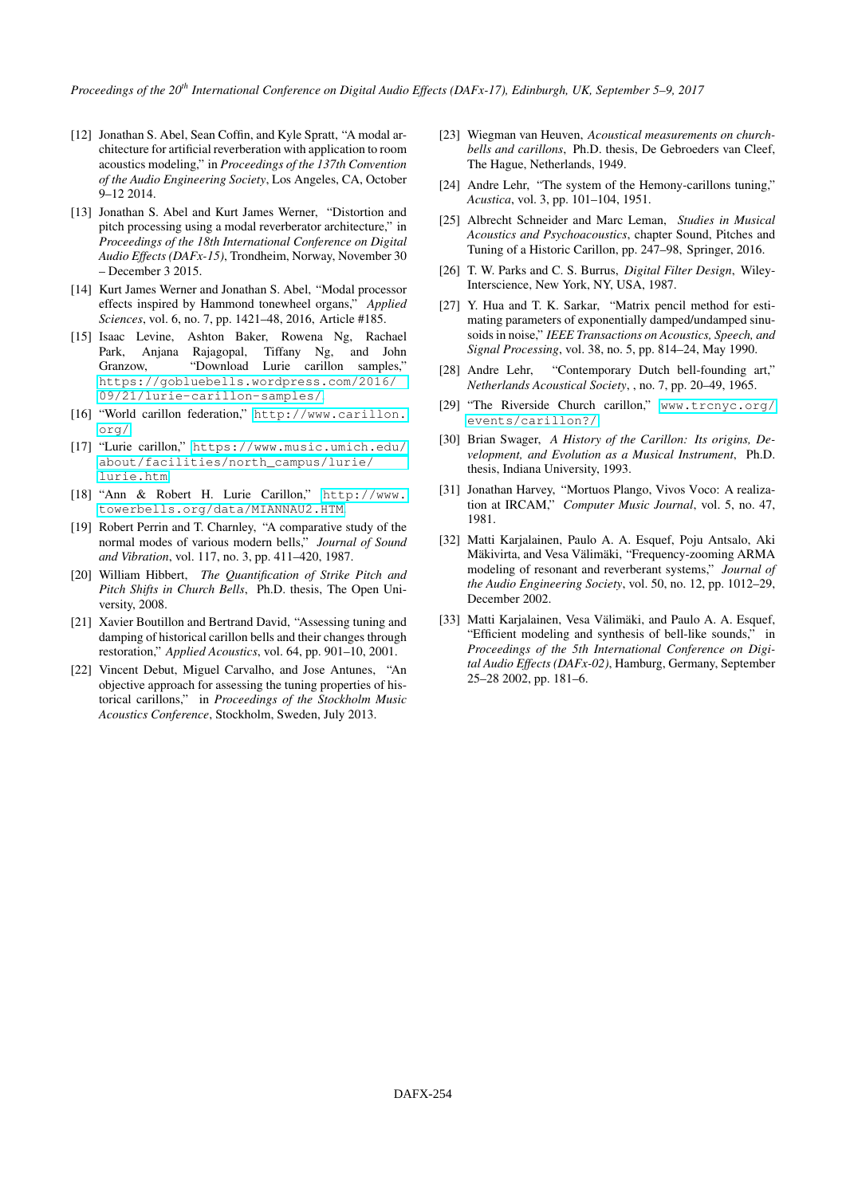[12] Jonathan S. Abel, Sean Coffin, and Kyle Spratt, "A modal architecture for artificial reverberation with application to room acoustics modeling," in *Proceedings of the 137th Convention of the Audio Engineering Society*, Los Angeles, CA, October 9–12 2014.

[13] Jonathan S. Abel and Kurt James Werner, "Distortion and pitch processing using a modal reverberator architecture," in *Proceedings of the 18th International Conference on Digital Audio Effects (DAFx-15)*, Trondheim, Norway, November 30 – December 3 2015.

[14] Kurt James Werner and Jonathan S. Abel, "Modal processor effects inspired by Hammond tonewheel organs," *Applied Sciences*, vol. 6, no. 7, pp. 1421–48, 2016, Article #185.

[15] Isaac Levine, Ashton Baker, Rowena Ng, Rachael Park, Anjana Rajagopal, Tiffany Ng, and John Granzow, "Download Lurie carillon samples," https://gobluebells.wordpress.com/2016/09/21/lurie-carillon-samples/.

[16] "World carillon federation," http://www.carillon.org/.

[17] "Lurie carillon," https://www.music.umich.edu/about/facilities/north_campus/lurie/lurie.htm.

[18] "Ann & Robert H. Lurie Carillon," http://www.towerbells.org/data/MIANNAU2.HTM.

[19] Robert Perrin and T. Charnley, "A comparative study of the normal modes of various modern bells," *Journal of Sound and Vibration*, vol. 117, no. 3, pp. 411–420, 1987.

[20] William Hibbert, *The Quantification of Strike Pitch and Pitch Shifts in Church Bells*, Ph.D. thesis, The Open University, 2008.

[21] Xavier Boutillon and Bertrand David, "Assessing tuning and damping of historical carillon bells and their changes through restoration," *Applied Acoustics*, vol. 64, pp. 901–10, 2001.

[22] Vincent Debut, Miguel Carvalho, and Jose Antunes, "An objective approach for assessing the tuning properties of historical carillons," in *Proceedings of the Stockholm Music Acoustics Conference*, Stockholm, Sweden, July 2013.

[23] Wiegman van Heuven, *Acoustical measurements on church-bells and carillons*, Ph.D. thesis, De Gebroeders van Cleef, The Hague, Netherlands, 1949.

[24] Andre Lehr, "The system of the Hemony-carillons tuning," *Acustica*, vol. 3, pp. 101–104, 1951.

[25] Albrecht Schneider and Marc Leman, *Studies in Musical Acoustics and Psychoacoustics*, chapter Sound, Pitches and Tuning of a Historic Carillon, pp. 247–98, Springer, 2016.

[26] T. W. Parks and C. S. Burrus, *Digital Filter Design*, Wiley-Interscience, New York, NY, USA, 1987.

[27] Y. Hua and T. K. Sarkar, "Matrix pencil method for estimating parameters of exponentially damped/undamped sinusoids in noise," *IEEE Transactions on Acoustics, Speech, and Signal Processing*, vol. 38, no. 5, pp. 814–24, May 1990.

[28] Andre Lehr, "Contemporary Dutch bell-founding art," *Netherlands Acoustical Society*, , no. 7, pp. 20–49, 1965.

[29] "The Riverside Church carillon," www.trcnyc.org/events/carillon?/.

[30] Brian Swager, *A History of the Carillon: Its origins, Development, and Evolution as a Musical Instrument*, Ph.D. thesis, Indiana University, 1993.

[31] Jonathan Harvey, "Mortuos Plango, Vivos Voco: A realization at IRCAM," *Computer Music Journal*, vol. 5, no. 47, 1981.

[32] Matti Karjalainen, Paulo A. A. Esquef, Poju Antsalo, Aki Mäkivirta, and Vesa Välimäki, "Frequency-zooming ARMA modeling of resonant and reverberant systems," *Journal of the Audio Engineering Society*, vol. 50, no. 12, pp. 1012–29, December 2002.

[33] Matti Karjalainen, Vesa Välimäki, and Paulo A. A. Esquef, "Efficient modeling and synthesis of bell-like sounds," in *Proceedings of the 5th International Conference on Digital Audio Effects (DAFx-02)*, Hamburg, Germany, September 25–28 2002, pp. 181–6.